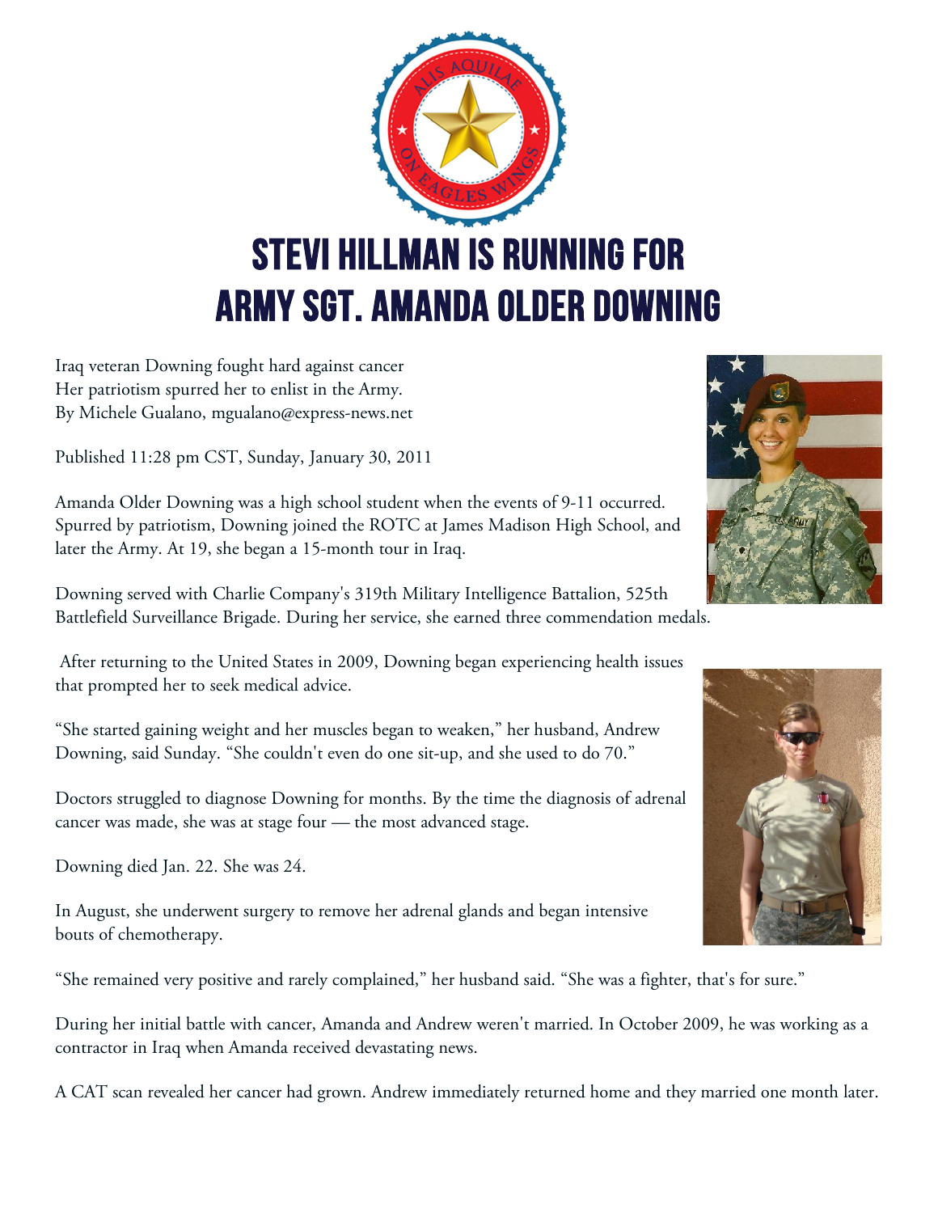# STEVI HILLMAN IS RUNNING FOR ARMY SGT. AMANDA OLDER DOWNING

Iraq veteran Downing fought hard against cancer
Her patriotism spurred her to enlist in the Army.
By Michele Gualano, mgualano@express-news.net

Published 11:28 pm CST, Sunday, January 30, 2011

Amanda Older Downing was a high school student when the events of 9-11 occurred. Spurred by patriotism, Downing joined the ROTC at James Madison High School, and later the Army. At 19, she began a 15-month tour in Iraq.

Downing served with Charlie Company's 319th Military Intelligence Battalion, 525th Battlefield Surveillance Brigade. During her service, she earned three commendation medals.

After returning to the United States in 2009, Downing began experiencing health issues that prompted her to seek medical advice.

"She started gaining weight and her muscles began to weaken," her husband, Andrew Downing, said Sunday. "She couldn't even do one sit-up, and she used to do 70."

Doctors struggled to diagnose Downing for months. By the time the diagnosis of adrenal cancer was made, she was at stage four — the most advanced stage.

Downing died Jan. 22. She was 24.

In August, she underwent surgery to remove her adrenal glands and began intensive bouts of chemotherapy.

"She remained very positive and rarely complained," her husband said. "She was a fighter, that's for sure."

During her initial battle with cancer, Amanda and Andrew weren't married. In October 2009, he was working as a contractor in Iraq when Amanda received devastating news.

A CAT scan revealed her cancer had grown. Andrew immediately returned home and they married one month later.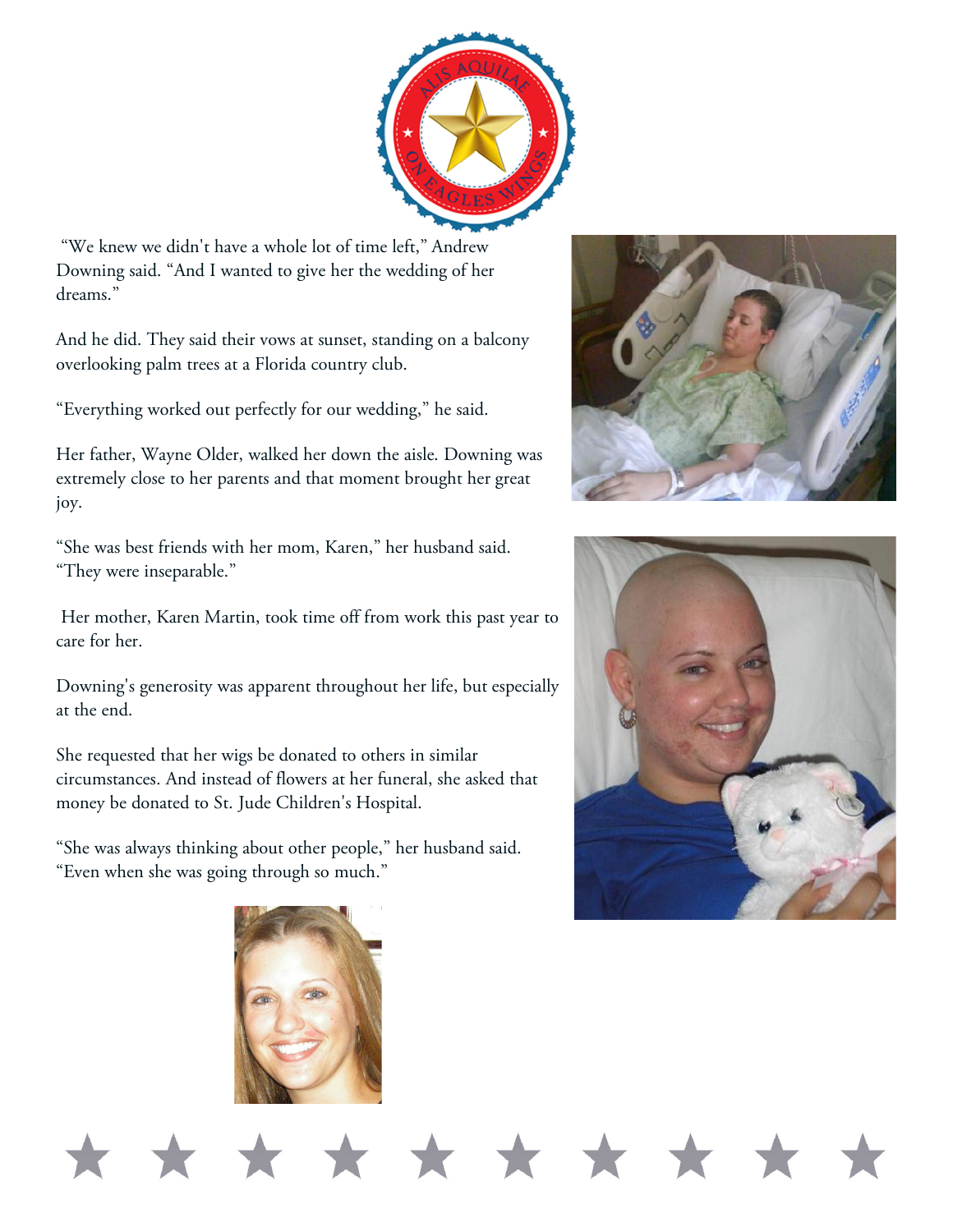"We knew we didn't have a whole lot of time left," Andrew Downing said. "And I wanted to give her the wedding of her dreams."

And he did. They said their vows at sunset, standing on a balcony overlooking palm trees at a Florida country club.

"Everything worked out perfectly for our wedding," he said.

Her father, Wayne Older, walked her down the aisle. Downing was extremely close to her parents and that moment brought her great joy.

"She was best friends with her mom, Karen," her husband said. "They were inseparable."

Her mother, Karen Martin, took time off from work this past year to care for her.

Downing's generosity was apparent throughout her life, but especially at the end.

She requested that her wigs be donated to others in similar circumstances. And instead of flowers at her funeral, she asked that money be donated to St. Jude Children's Hospital.

"She was always thinking about other people," her husband said. "Even when she was going through so much."